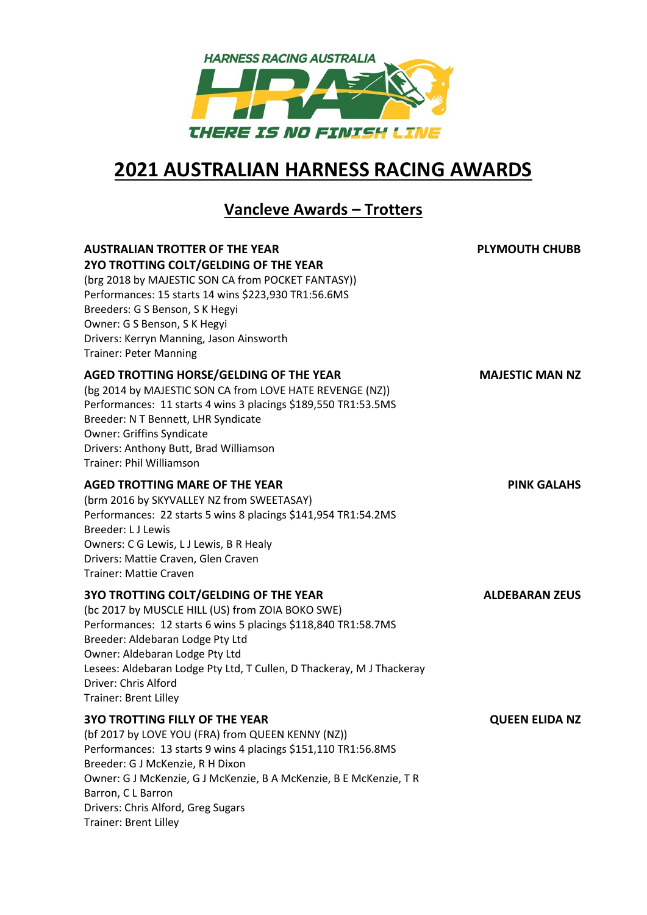# 2021 AUSTRALIAN HARNESS RACING AWARDS

## Vancleve Awards – Trotters

**AUSTRALIAN TROTTER OF THE YEAR** — **PLYMOUTH CHUBB**
**2YO TROTTING COLT/GELDING OF THE YEAR**
(brg 2018 by MAJESTIC SON CA from POCKET FANTASY))
Performances: 15 starts 14 wins $223,930 TR1:56.6MS
Breeders: G S Benson, S K Hegyi
Owner: G S Benson, S K Hegyi
Drivers: Kerryn Manning, Jason Ainsworth
Trainer: Peter Manning

**AGED TROTTING HORSE/GELDING OF THE YEAR** — **MAJESTIC MAN NZ**
(bg 2014 by MAJESTIC SON CA from LOVE HATE REVENGE (NZ))
Performances: 11 starts 4 wins 3 placings $189,550 TR1:53.5MS
Breeder: N T Bennett, LHR Syndicate
Owner: Griffins Syndicate
Drivers: Anthony Butt, Brad Williamson
Trainer: Phil Williamson

**AGED TROTTING MARE OF THE YEAR** — **PINK GALAHS**
(brm 2016 by SKYVALLEY NZ from SWEETASAY)
Performances: 22 starts 5 wins 8 placings $141,954 TR1:54.2MS
Breeder: L J Lewis
Owners: C G Lewis, L J Lewis, B R Healy
Drivers: Mattie Craven, Glen Craven
Trainer: Mattie Craven

**3YO TROTTING COLT/GELDING OF THE YEAR** — **ALDEBARAN ZEUS**
(bc 2017 by MUSCLE HILL (US) from ZOIA BOKO SWE)
Performances: 12 starts 6 wins 5 placings $118,840 TR1:58.7MS
Breeder: Aldebaran Lodge Pty Ltd
Owner: Aldebaran Lodge Pty Ltd
Lesees: Aldebaran Lodge Pty Ltd, T Cullen, D Thackeray, M J Thackeray
Driver: Chris Alford
Trainer: Brent Lilley

**3YO TROTTING FILLY OF THE YEAR** — **QUEEN ELIDA NZ**
(bf 2017 by LOVE YOU (FRA) from QUEEN KENNY (NZ))
Performances: 13 starts 9 wins 4 placings $151,110 TR1:56.8MS
Breeder: G J McKenzie, R H Dixon
Owner: G J McKenzie, G J McKenzie, B A McKenzie, B E McKenzie, T R Barron, C L Barron
Drivers: Chris Alford, Greg Sugars
Trainer: Brent Lilley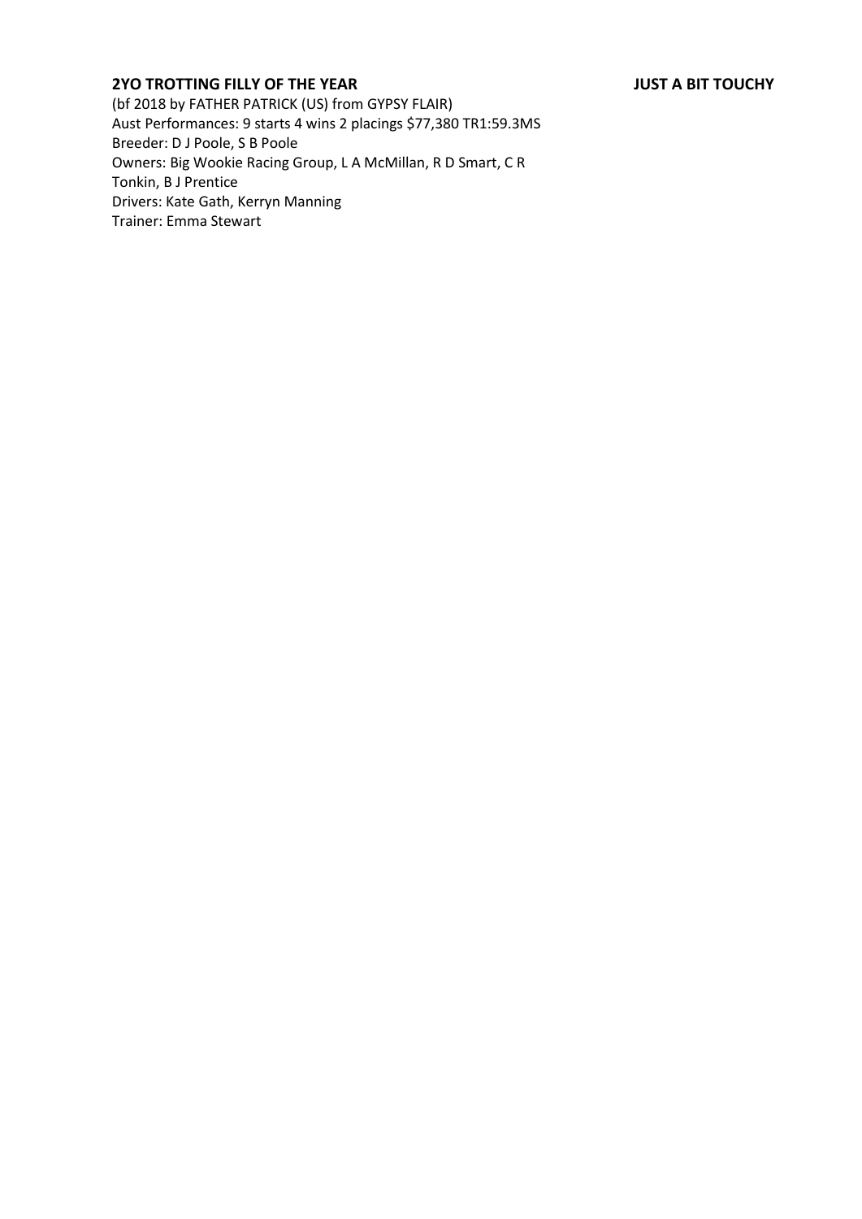**2YO TROTTING FILLY OF THE YEAR** **JUST A BIT TOUCHY**

(bf 2018 by FATHER PATRICK (US) from GYPSY FLAIR)
Aust Performances: 9 starts 4 wins 2 placings $77,380 TR1:59.3MS
Breeder: D J Poole, S B Poole
Owners: Big Wookie Racing Group, L A McMillan, R D Smart, C R Tonkin, B J Prentice
Drivers: Kate Gath, Kerryn Manning
Trainer: Emma Stewart